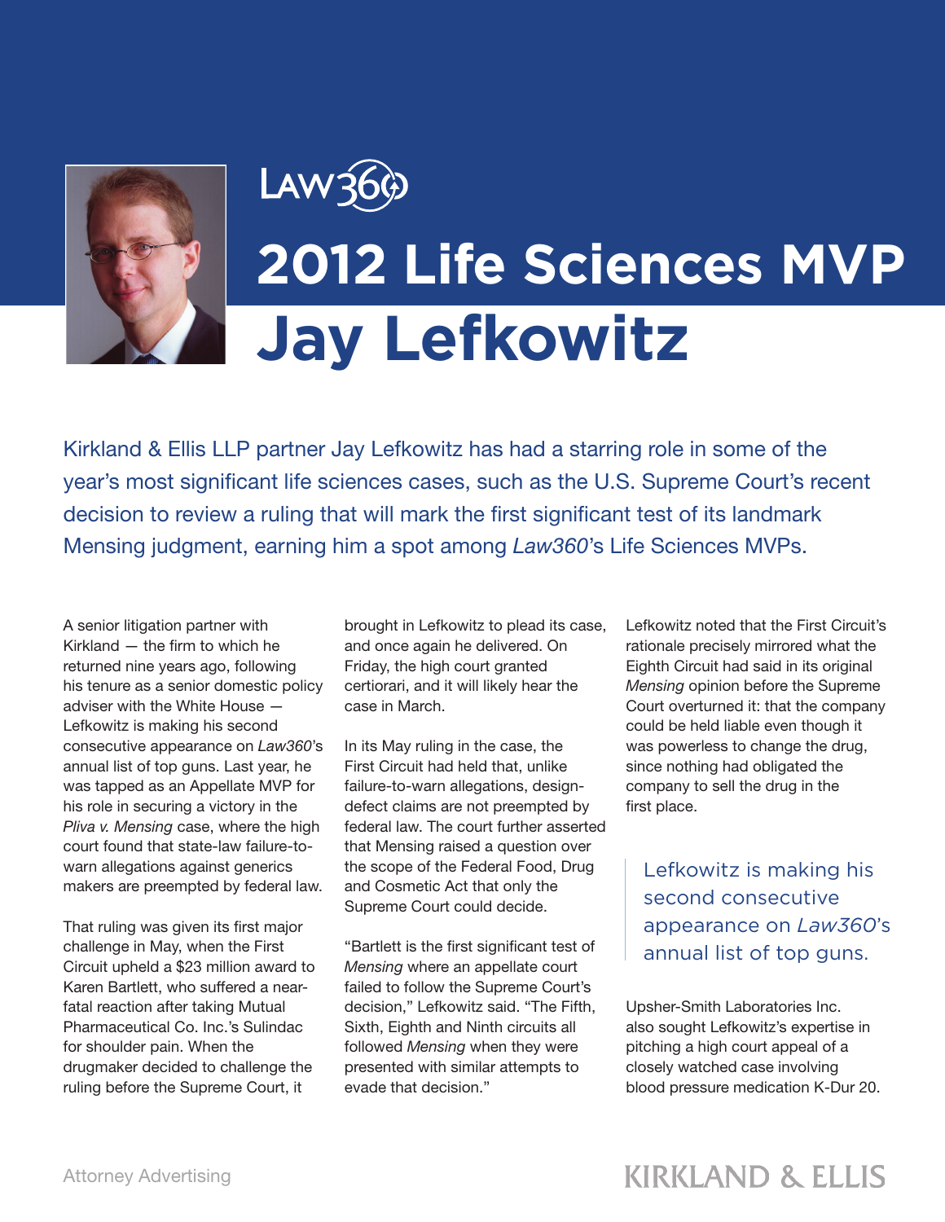Law360

# 2012 Life Sciences MVP

# Jay Lefkowitz

Kirkland & Ellis LLP partner Jay Lefkowitz has had a starring role in some of the year's most significant life sciences cases, such as the U.S. Supreme Court's recent decision to review a ruling that will mark the first significant test of its landmark Mensing judgment, earning him a spot among *Law360*'s Life Sciences MVPs.

A senior litigation partner with Kirkland — the firm to which he returned nine years ago, following his tenure as a senior domestic policy adviser with the White House — Lefkowitz is making his second consecutive appearance on *Law360*'s annual list of top guns. Last year, he was tapped as an Appellate MVP for his role in securing a victory in the *Pliva v. Mensing* case, where the high court found that state-law failure-to-warn allegations against generics makers are preempted by federal law.

That ruling was given its first major challenge in May, when the First Circuit upheld a $23 million award to Karen Bartlett, who suffered a near-fatal reaction after taking Mutual Pharmaceutical Co. Inc.'s Sulindac for shoulder pain. When the drugmaker decided to challenge the ruling before the Supreme Court, it brought in Lefkowitz to plead its case, and once again he delivered. On Friday, the high court granted certiorari, and it will likely hear the case in March.

In its May ruling in the case, the First Circuit had held that, unlike failure-to-warn allegations, design-defect claims are not preempted by federal law. The court further asserted that Mensing raised a question over the scope of the Federal Food, Drug and Cosmetic Act that only the Supreme Court could decide.

"Bartlett is the first significant test of *Mensing* where an appellate court failed to follow the Supreme Court's decision," Lefkowitz said. "The Fifth, Sixth, Eighth and Ninth circuits all followed *Mensing* when they were presented with similar attempts to evade that decision."

Lefkowitz noted that the First Circuit's rationale precisely mirrored what the Eighth Circuit had said in its original *Mensing* opinion before the Supreme Court overturned it: that the company could be held liable even though it was powerless to change the drug, since nothing had obligated the company to sell the drug in the first place.

> Lefkowitz is making his second consecutive appearance on *Law360*'s annual list of top guns.

Upsher-Smith Laboratories Inc. also sought Lefkowitz's expertise in pitching a high court appeal of a closely watched case involving blood pressure medication K-Dur 20.

Attorney Advertising

KIRKLAND & ELLIS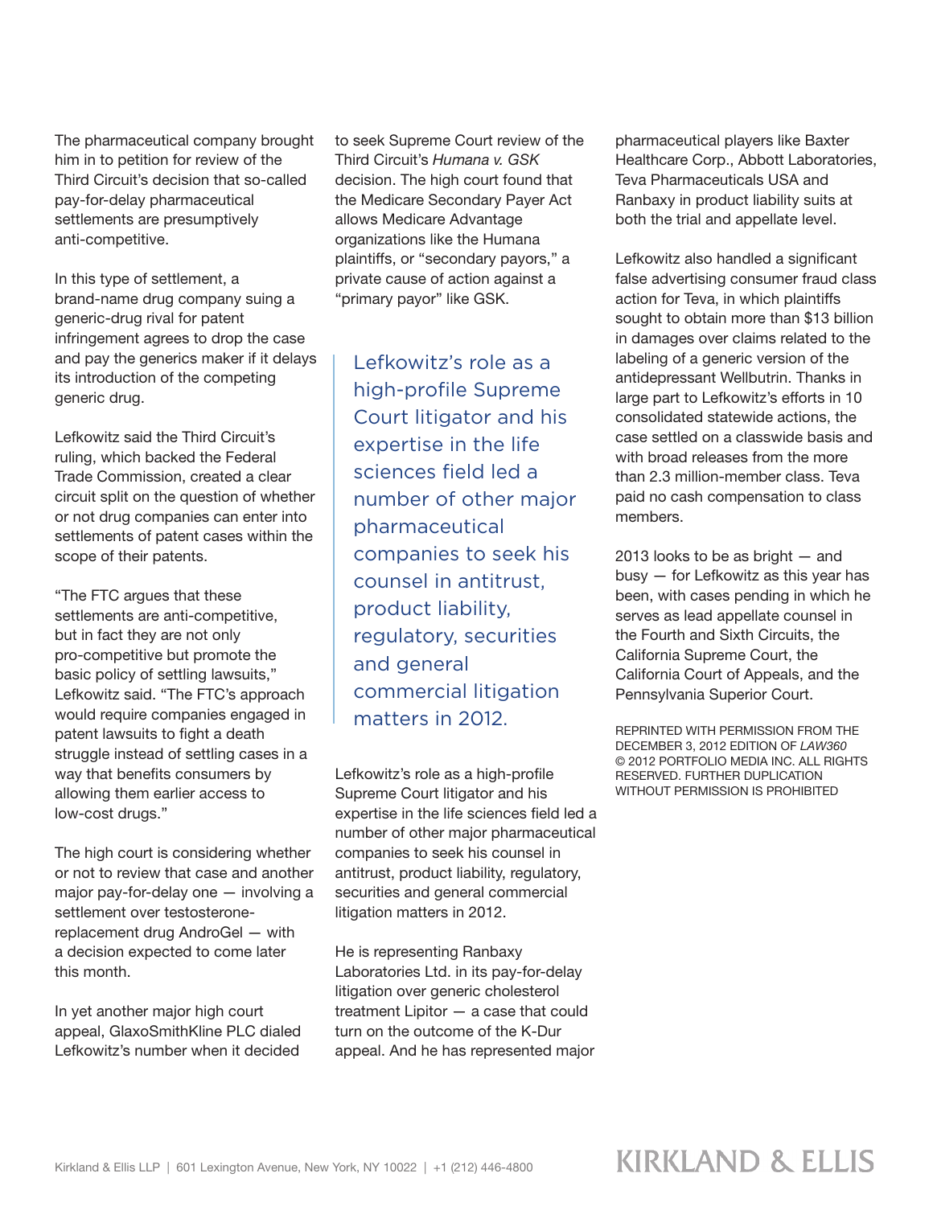The pharmaceutical company brought him in to petition for review of the Third Circuit's decision that so-called pay-for-delay pharmaceutical settlements are presumptively anti-competitive.

In this type of settlement, a brand-name drug company suing a generic-drug rival for patent infringement agrees to drop the case and pay the generics maker if it delays its introduction of the competing generic drug.

Lefkowitz said the Third Circuit's ruling, which backed the Federal Trade Commission, created a clear circuit split on the question of whether or not drug companies can enter into settlements of patent cases within the scope of their patents.

"The FTC argues that these settlements are anti-competitive, but in fact they are not only pro-competitive but promote the basic policy of settling lawsuits," Lefkowitz said. "The FTC's approach would require companies engaged in patent lawsuits to fight a death struggle instead of settling cases in a way that benefits consumers by allowing them earlier access to low-cost drugs."

The high court is considering whether or not to review that case and another major pay-for-delay one — involving a settlement over testosterone-replacement drug AndroGel — with a decision expected to come later this month.

In yet another major high court appeal, GlaxoSmithKline PLC dialed Lefkowitz's number when it decided to seek Supreme Court review of the Third Circuit's *Humana v. GSK* decision. The high court found that the Medicare Secondary Payer Act allows Medicare Advantage organizations like the Humana plaintiffs, or "secondary payors," a private cause of action against a "primary payor" like GSK.

> Lefkowitz's role as a high-profile Supreme Court litigator and his expertise in the life sciences field led a number of other major pharmaceutical companies to seek his counsel in antitrust, product liability, regulatory, securities and general commercial litigation matters in 2012.

Lefkowitz's role as a high-profile Supreme Court litigator and his expertise in the life sciences field led a number of other major pharmaceutical companies to seek his counsel in antitrust, product liability, regulatory, securities and general commercial litigation matters in 2012.

He is representing Ranbaxy Laboratories Ltd. in its pay-for-delay litigation over generic cholesterol treatment Lipitor — a case that could turn on the outcome of the K-Dur appeal. And he has represented major pharmaceutical players like Baxter Healthcare Corp., Abbott Laboratories, Teva Pharmaceuticals USA and Ranbaxy in product liability suits at both the trial and appellate level.

Lefkowitz also handled a significant false advertising consumer fraud class action for Teva, in which plaintiffs sought to obtain more than $13 billion in damages over claims related to the labeling of a generic version of the antidepressant Wellbutrin. Thanks in large part to Lefkowitz's efforts in 10 consolidated statewide actions, the case settled on a classwide basis and with broad releases from the more than 2.3 million-member class. Teva paid no cash compensation to class members.

2013 looks to be as bright — and busy — for Lefkowitz as this year has been, with cases pending in which he serves as lead appellate counsel in the Fourth and Sixth Circuits, the California Supreme Court, the California Court of Appeals, and the Pennsylvania Superior Court.

REPRINTED WITH PERMISSION FROM THE DECEMBER 3, 2012 EDITION OF *LAW360* © 2012 PORTFOLIO MEDIA INC. ALL RIGHTS RESERVED. FURTHER DUPLICATION WITHOUT PERMISSION IS PROHIBITED

Kirkland & Ellis LLP | 601 Lexington Avenue, New York, NY 10022 | +1 (212) 446-4800

KIRKLAND & ELLIS